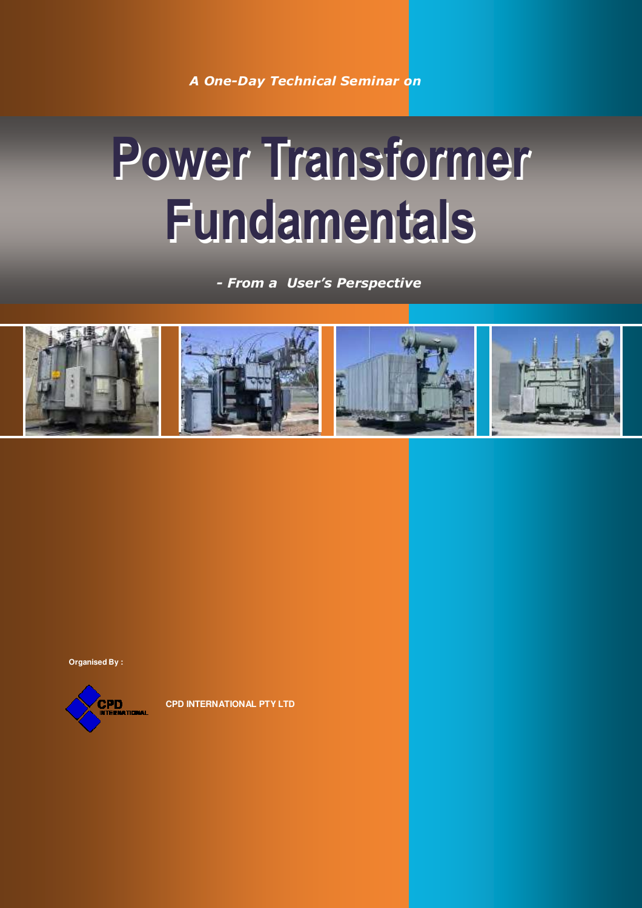*A One-Day Technical Seminar on*

# Power Transformer Fundamentals

***- From a User's Perspective***

**Organised By :**

**CPD INTERNATIONAL PTY LTD**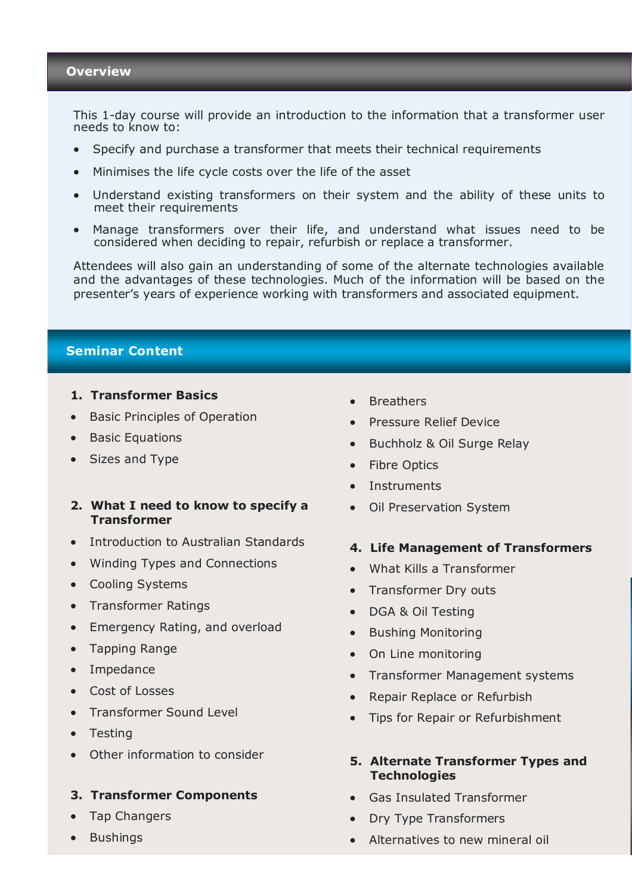## Overview

This 1-day course will provide an introduction to the information that a transformer user needs to know to:

- Specify and purchase a transformer that meets their technical requirements
- Minimises the life cycle costs over the life of the asset
- Understand existing transformers on their system and the ability of these units to meet their requirements
- Manage transformers over their life, and understand what issues need to be considered when deciding to repair, refurbish or replace a transformer.

Attendees will also gain an understanding of some of the alternate technologies available and the advantages of these technologies. Much of the information will be based on the presenter's years of experience working with transformers and associated equipment.

## Seminar Content

**1. Transformer Basics**

- Basic Principles of Operation
- Basic Equations
- Sizes and Type

**2. What I need to know to specify a Transformer**

- Introduction to Australian Standards
- Winding Types and Connections
- Cooling Systems
- Transformer Ratings
- Emergency Rating, and overload
- Tapping Range
- Impedance
- Cost of Losses
- Transformer Sound Level
- Testing
- Other information to consider

**3. Transformer Components**

- Tap Changers
- Bushings
- Breathers
- Pressure Relief Device
- Buchholz & Oil Surge Relay
- Fibre Optics
- Instruments
- Oil Preservation System

**4. Life Management of Transformers**

- What Kills a Transformer
- Transformer Dry outs
- DGA & Oil Testing
- Bushing Monitoring
- On Line monitoring
- Transformer Management systems
- Repair Replace or Refurbish
- Tips for Repair or Refurbishment

**5. Alternate Transformer Types and Technologies**

- Gas Insulated Transformer
- Dry Type Transformers
- Alternatives to new mineral oil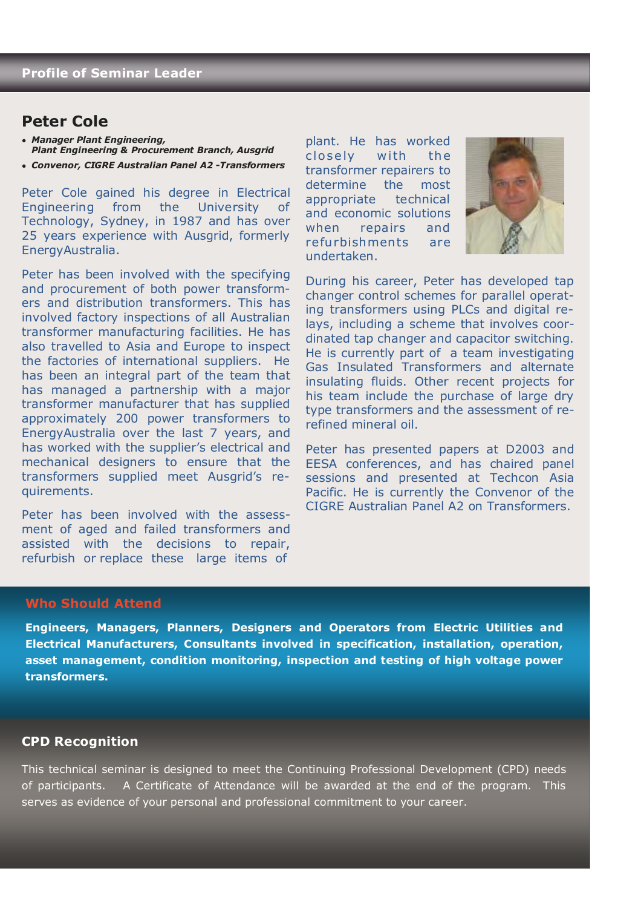## Profile of Seminar Leader

### Peter Cole

- ***Manager Plant Engineering, Plant Engineering & Procurement Branch, Ausgrid***
- ***Convenor, CIGRE Australian Panel A2 -Transformers***

Peter Cole gained his degree in Electrical Engineering from the University of Technology, Sydney, in 1987 and has over 25 years experience with Ausgrid, formerly EnergyAustralia.

Peter has been involved with the specifying and procurement of both power transformers and distribution transformers. This has involved factory inspections of all Australian transformer manufacturing facilities. He has also travelled to Asia and Europe to inspect the factories of international suppliers. He has been an integral part of the team that has managed a partnership with a major transformer manufacturer that has supplied approximately 200 power transformers to EnergyAustralia over the last 7 years, and has worked with the supplier's electrical and mechanical designers to ensure that the transformers supplied meet Ausgrid's requirements.

Peter has been involved with the assessment of aged and failed transformers and assisted with the decisions to repair, refurbish or replace these large items of plant. He has worked closely with the transformer repairers to determine the most appropriate technical and economic solutions when repairs and refurbishments are undertaken.

During his career, Peter has developed tap changer control schemes for parallel operating transformers using PLCs and digital relays, including a scheme that involves coordinated tap changer and capacitor switching. He is currently part of a team investigating Gas Insulated Transformers and alternate insulating fluids. Other recent projects for his team include the purchase of large dry type transformers and the assessment of re-refined mineral oil.

Peter has presented papers at D2003 and EESA conferences, and has chaired panel sessions and presented at Techcon Asia Pacific. He is currently the Convenor of the CIGRE Australian Panel A2 on Transformers.

## Who Should Attend

**Engineers, Managers, Planners, Designers and Operators from Electric Utilities and Electrical Manufacturers, Consultants involved in specification, installation, operation, asset management, condition monitoring, inspection and testing of high voltage power transformers.**

## CPD Recognition

This technical seminar is designed to meet the Continuing Professional Development (CPD) needs of participants. A Certificate of Attendance will be awarded at the end of the program. This serves as evidence of your personal and professional commitment to your career.